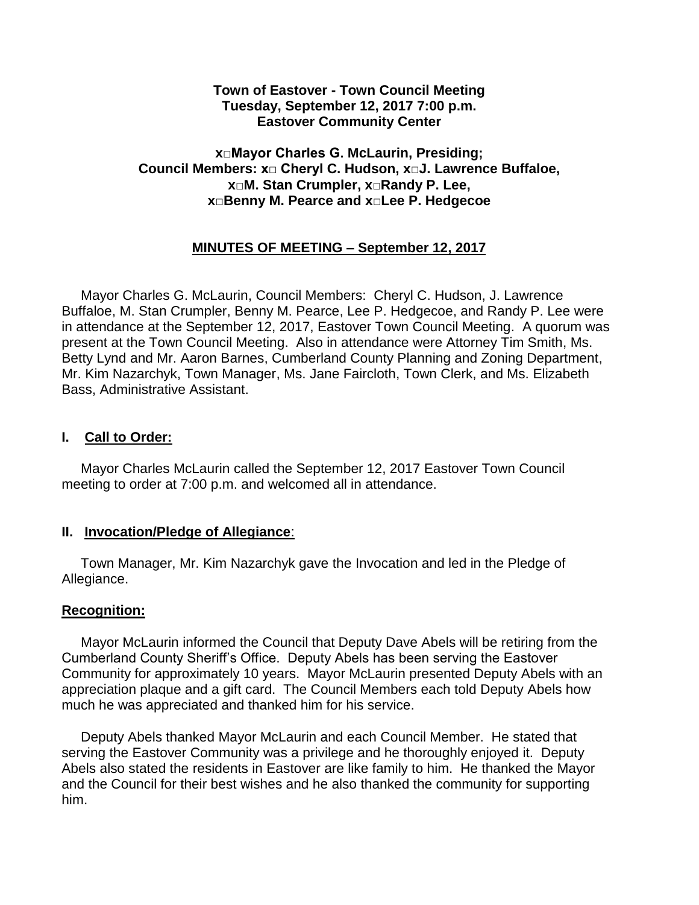**Town of Eastover - Town Council Meeting**
**Tuesday, September 12, 2017 7:00 p.m.**
**Eastover Community Center**

**x□Mayor Charles G. McLaurin, Presiding;**
**Council Members: x□ Cheryl C. Hudson, x□J. Lawrence Buffaloe,**
**x□M. Stan Crumpler, x□Randy P. Lee,**
**x□Benny M. Pearce and x□Lee P. Hedgecoe**

**MINUTES OF MEETING – September 12, 2017**

Mayor Charles G. McLaurin, Council Members: Cheryl C. Hudson, J. Lawrence Buffaloe, M. Stan Crumpler, Benny M. Pearce, Lee P. Hedgecoe, and Randy P. Lee were in attendance at the September 12, 2017, Eastover Town Council Meeting. A quorum was present at the Town Council Meeting. Also in attendance were Attorney Tim Smith, Ms. Betty Lynd and Mr. Aaron Barnes, Cumberland County Planning and Zoning Department, Mr. Kim Nazarchyk, Town Manager, Ms. Jane Faircloth, Town Clerk, and Ms. Elizabeth Bass, Administrative Assistant.

## I. Call to Order:

Mayor Charles McLaurin called the September 12, 2017 Eastover Town Council meeting to order at 7:00 p.m. and welcomed all in attendance.

## II. Invocation/Pledge of Allegiance:

Town Manager, Mr. Kim Nazarchyk gave the Invocation and led in the Pledge of Allegiance.

## Recognition:

Mayor McLaurin informed the Council that Deputy Dave Abels will be retiring from the Cumberland County Sheriff's Office. Deputy Abels has been serving the Eastover Community for approximately 10 years. Mayor McLaurin presented Deputy Abels with an appreciation plaque and a gift card. The Council Members each told Deputy Abels how much he was appreciated and thanked him for his service.

Deputy Abels thanked Mayor McLaurin and each Council Member. He stated that serving the Eastover Community was a privilege and he thoroughly enjoyed it. Deputy Abels also stated the residents in Eastover are like family to him. He thanked the Mayor and the Council for their best wishes and he also thanked the community for supporting him.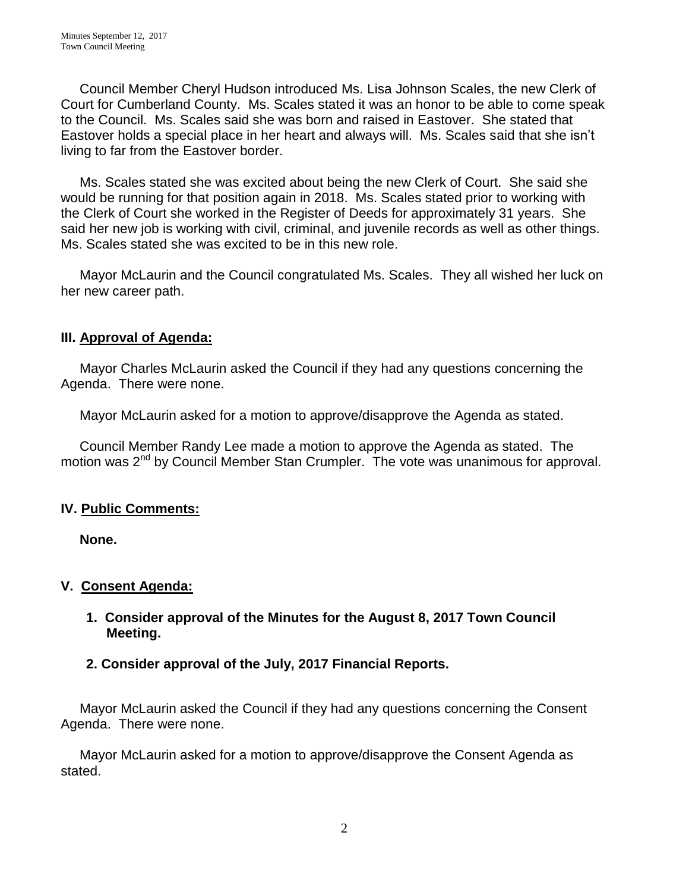Council Member Cheryl Hudson introduced Ms. Lisa Johnson Scales, the new Clerk of Court for Cumberland County. Ms. Scales stated it was an honor to be able to come speak to the Council. Ms. Scales said she was born and raised in Eastover. She stated that Eastover holds a special place in her heart and always will. Ms. Scales said that she isn't living to far from the Eastover border.

Ms. Scales stated she was excited about being the new Clerk of Court. She said she would be running for that position again in 2018. Ms. Scales stated prior to working with the Clerk of Court she worked in the Register of Deeds for approximately 31 years. She said her new job is working with civil, criminal, and juvenile records as well as other things. Ms. Scales stated she was excited to be in this new role.

Mayor McLaurin and the Council congratulated Ms. Scales. They all wished her luck on her new career path.

## III. Approval of Agenda:

Mayor Charles McLaurin asked the Council if they had any questions concerning the Agenda. There were none.

Mayor McLaurin asked for a motion to approve/disapprove the Agenda as stated.

Council Member Randy Lee made a motion to approve the Agenda as stated. The motion was 2nd by Council Member Stan Crumpler. The vote was unanimous for approval.

## IV. Public Comments:

**None.**

## V. Consent Agenda:

1. **Consider approval of the Minutes for the August 8, 2017 Town Council Meeting.**
2. **Consider approval of the July, 2017 Financial Reports.**

Mayor McLaurin asked the Council if they had any questions concerning the Consent Agenda. There were none.

Mayor McLaurin asked for a motion to approve/disapprove the Consent Agenda as stated.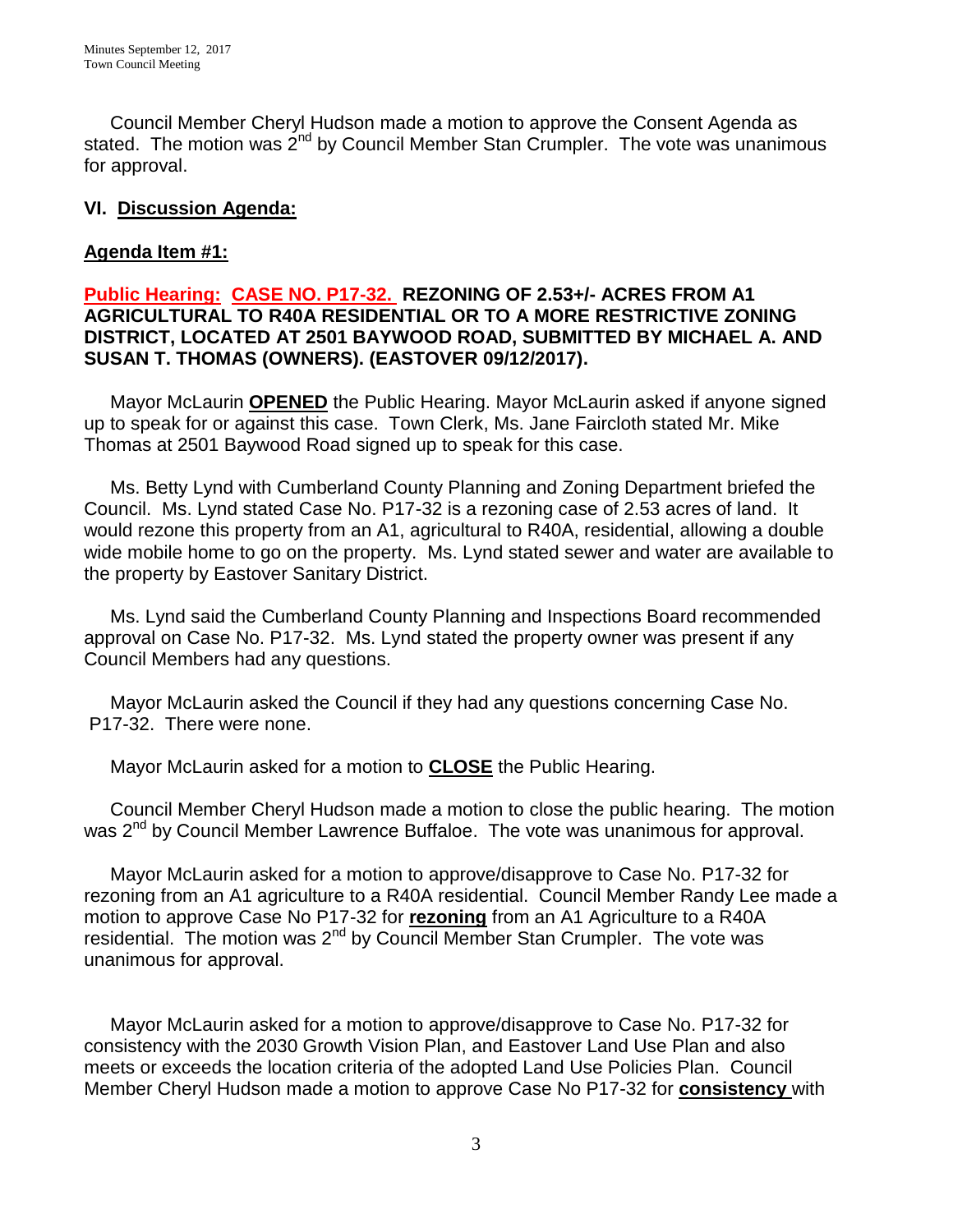Council Member Cheryl Hudson made a motion to approve the Consent Agenda as stated. The motion was 2nd by Council Member Stan Crumpler. The vote was unanimous for approval.

## VI. Discussion Agenda:

### Agenda Item #1:

**Public Hearing: CASE NO. P17-32. REZONING OF 2.53+/- ACRES FROM A1 AGRICULTURAL TO R40A RESIDENTIAL OR TO A MORE RESTRICTIVE ZONING DISTRICT, LOCATED AT 2501 BAYWOOD ROAD, SUBMITTED BY MICHAEL A. AND SUSAN T. THOMAS (OWNERS). (EASTOVER 09/12/2017).**

Mayor McLaurin **OPENED** the Public Hearing. Mayor McLaurin asked if anyone signed up to speak for or against this case. Town Clerk, Ms. Jane Faircloth stated Mr. Mike Thomas at 2501 Baywood Road signed up to speak for this case.

Ms. Betty Lynd with Cumberland County Planning and Zoning Department briefed the Council. Ms. Lynd stated Case No. P17-32 is a rezoning case of 2.53 acres of land. It would rezone this property from an A1, agricultural to R40A, residential, allowing a double wide mobile home to go on the property. Ms. Lynd stated sewer and water are available to the property by Eastover Sanitary District.

Ms. Lynd said the Cumberland County Planning and Inspections Board recommended approval on Case No. P17-32. Ms. Lynd stated the property owner was present if any Council Members had any questions.

Mayor McLaurin asked the Council if they had any questions concerning Case No. P17-32. There were none.

Mayor McLaurin asked for a motion to **CLOSE** the Public Hearing.

Council Member Cheryl Hudson made a motion to close the public hearing. The motion was 2nd by Council Member Lawrence Buffaloe. The vote was unanimous for approval.

Mayor McLaurin asked for a motion to approve/disapprove to Case No. P17-32 for rezoning from an A1 agriculture to a R40A residential. Council Member Randy Lee made a motion to approve Case No P17-32 for **rezoning** from an A1 Agriculture to a R40A residential. The motion was 2nd by Council Member Stan Crumpler. The vote was unanimous for approval.

Mayor McLaurin asked for a motion to approve/disapprove to Case No. P17-32 for consistency with the 2030 Growth Vision Plan, and Eastover Land Use Plan and also meets or exceeds the location criteria of the adopted Land Use Policies Plan. Council Member Cheryl Hudson made a motion to approve Case No P17-32 for **consistency** with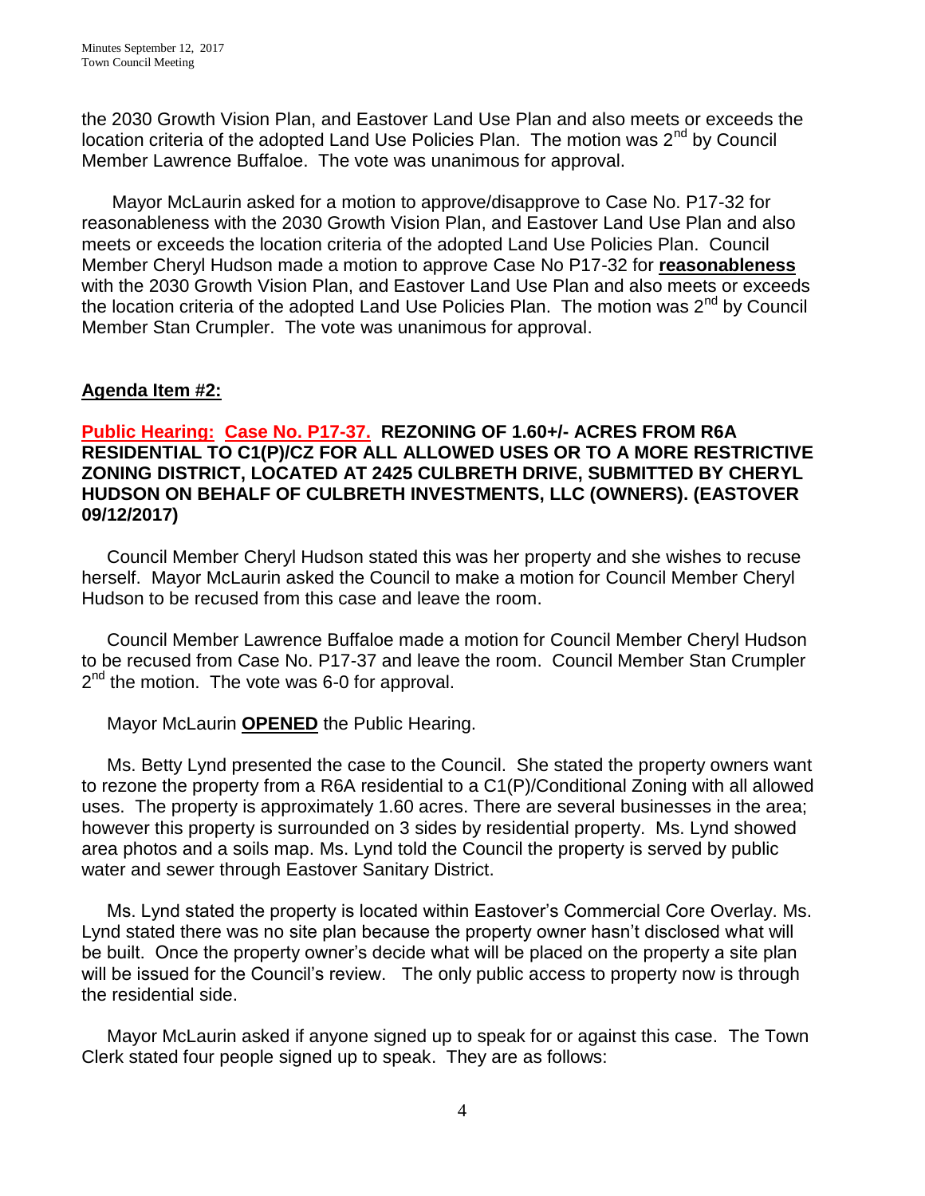the 2030 Growth Vision Plan, and Eastover Land Use Plan and also meets or exceeds the location criteria of the adopted Land Use Policies Plan. The motion was 2nd by Council Member Lawrence Buffaloe. The vote was unanimous for approval.

Mayor McLaurin asked for a motion to approve/disapprove to Case No. P17-32 for reasonableness with the 2030 Growth Vision Plan, and Eastover Land Use Plan and also meets or exceeds the location criteria of the adopted Land Use Policies Plan. Council Member Cheryl Hudson made a motion to approve Case No P17-32 for **reasonableness** with the 2030 Growth Vision Plan, and Eastover Land Use Plan and also meets or exceeds the location criteria of the adopted Land Use Policies Plan. The motion was 2nd by Council Member Stan Crumpler. The vote was unanimous for approval.

## Agenda Item #2:

### Public Hearing: Case No. P17-37. REZONING OF 1.60+/- ACRES FROM R6A RESIDENTIAL TO C1(P)/CZ FOR ALL ALLOWED USES OR TO A MORE RESTRICTIVE ZONING DISTRICT, LOCATED AT 2425 CULBRETH DRIVE, SUBMITTED BY CHERYL HUDSON ON BEHALF OF CULBRETH INVESTMENTS, LLC (OWNERS). (EASTOVER 09/12/2017)

Council Member Cheryl Hudson stated this was her property and she wishes to recuse herself. Mayor McLaurin asked the Council to make a motion for Council Member Cheryl Hudson to be recused from this case and leave the room.

Council Member Lawrence Buffaloe made a motion for Council Member Cheryl Hudson to be recused from Case No. P17-37 and leave the room. Council Member Stan Crumpler 2nd the motion. The vote was 6-0 for approval.

Mayor McLaurin **OPENED** the Public Hearing.

Ms. Betty Lynd presented the case to the Council. She stated the property owners want to rezone the property from a R6A residential to a C1(P)/Conditional Zoning with all allowed uses. The property is approximately 1.60 acres. There are several businesses in the area; however this property is surrounded on 3 sides by residential property. Ms. Lynd showed area photos and a soils map. Ms. Lynd told the Council the property is served by public water and sewer through Eastover Sanitary District.

Ms. Lynd stated the property is located within Eastover's Commercial Core Overlay. Ms. Lynd stated there was no site plan because the property owner hasn't disclosed what will be built. Once the property owner's decide what will be placed on the property a site plan will be issued for the Council's review. The only public access to property now is through the residential side.

Mayor McLaurin asked if anyone signed up to speak for or against this case. The Town Clerk stated four people signed up to speak. They are as follows: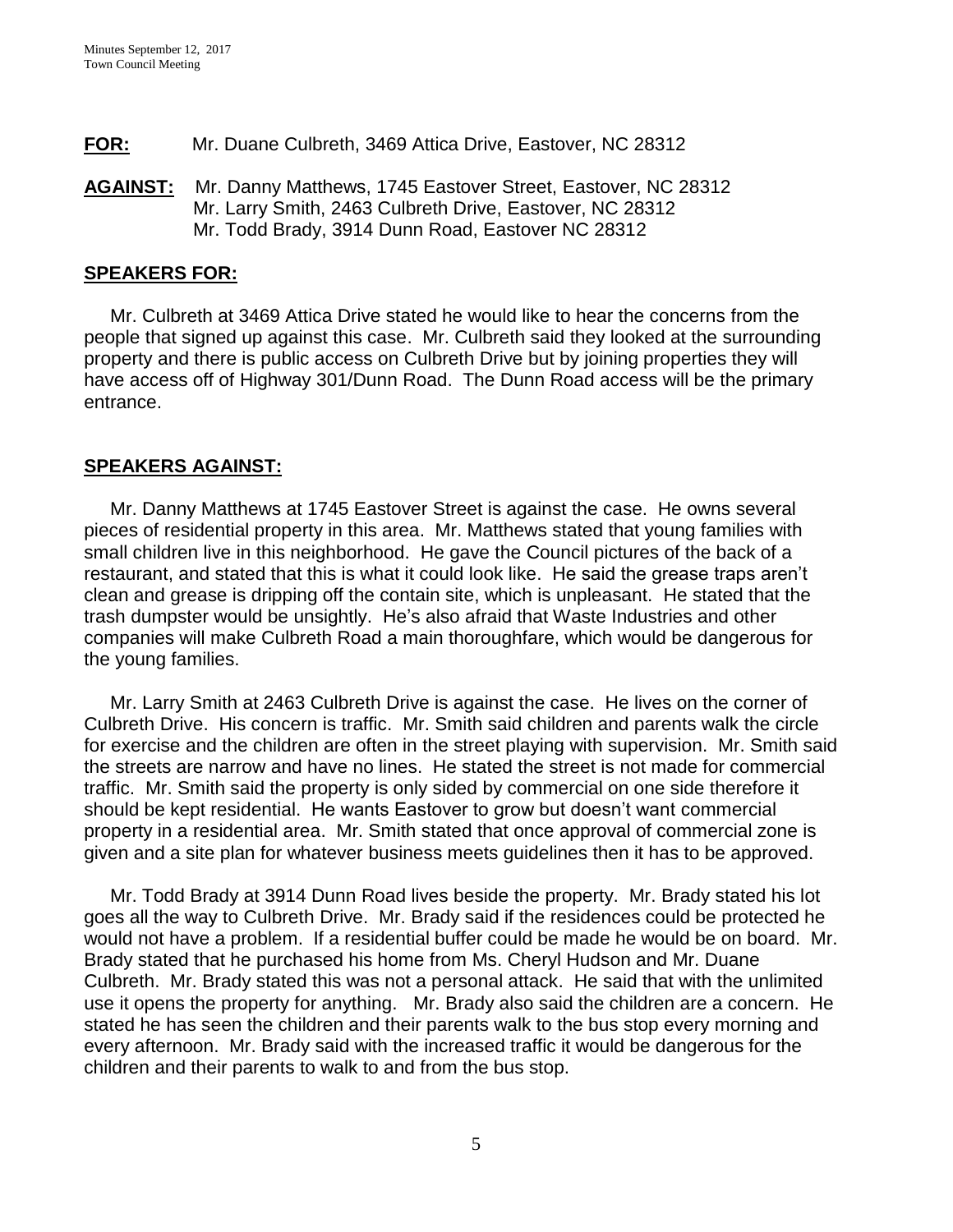**FOR:** Mr. Duane Culbreth, 3469 Attica Drive, Eastover, NC 28312

**AGAINST:** Mr. Danny Matthews, 1745 Eastover Street, Eastover, NC 28312
Mr. Larry Smith, 2463 Culbreth Drive, Eastover, NC 28312
Mr. Todd Brady, 3914 Dunn Road, Eastover NC 28312

## SPEAKERS FOR:

Mr. Culbreth at 3469 Attica Drive stated he would like to hear the concerns from the people that signed up against this case. Mr. Culbreth said they looked at the surrounding property and there is public access on Culbreth Drive but by joining properties they will have access off of Highway 301/Dunn Road. The Dunn Road access will be the primary entrance.

## SPEAKERS AGAINST:

Mr. Danny Matthews at 1745 Eastover Street is against the case. He owns several pieces of residential property in this area. Mr. Matthews stated that young families with small children live in this neighborhood. He gave the Council pictures of the back of a restaurant, and stated that this is what it could look like. He said the grease traps aren't clean and grease is dripping off the contain site, which is unpleasant. He stated that the trash dumpster would be unsightly. He's also afraid that Waste Industries and other companies will make Culbreth Road a main thoroughfare, which would be dangerous for the young families.

Mr. Larry Smith at 2463 Culbreth Drive is against the case. He lives on the corner of Culbreth Drive. His concern is traffic. Mr. Smith said children and parents walk the circle for exercise and the children are often in the street playing with supervision. Mr. Smith said the streets are narrow and have no lines. He stated the street is not made for commercial traffic. Mr. Smith said the property is only sided by commercial on one side therefore it should be kept residential. He wants Eastover to grow but doesn't want commercial property in a residential area. Mr. Smith stated that once approval of commercial zone is given and a site plan for whatever business meets guidelines then it has to be approved.

Mr. Todd Brady at 3914 Dunn Road lives beside the property. Mr. Brady stated his lot goes all the way to Culbreth Drive. Mr. Brady said if the residences could be protected he would not have a problem. If a residential buffer could be made he would be on board. Mr. Brady stated that he purchased his home from Ms. Cheryl Hudson and Mr. Duane Culbreth. Mr. Brady stated this was not a personal attack. He said that with the unlimited use it opens the property for anything. Mr. Brady also said the children are a concern. He stated he has seen the children and their parents walk to the bus stop every morning and every afternoon. Mr. Brady said with the increased traffic it would be dangerous for the children and their parents to walk to and from the bus stop.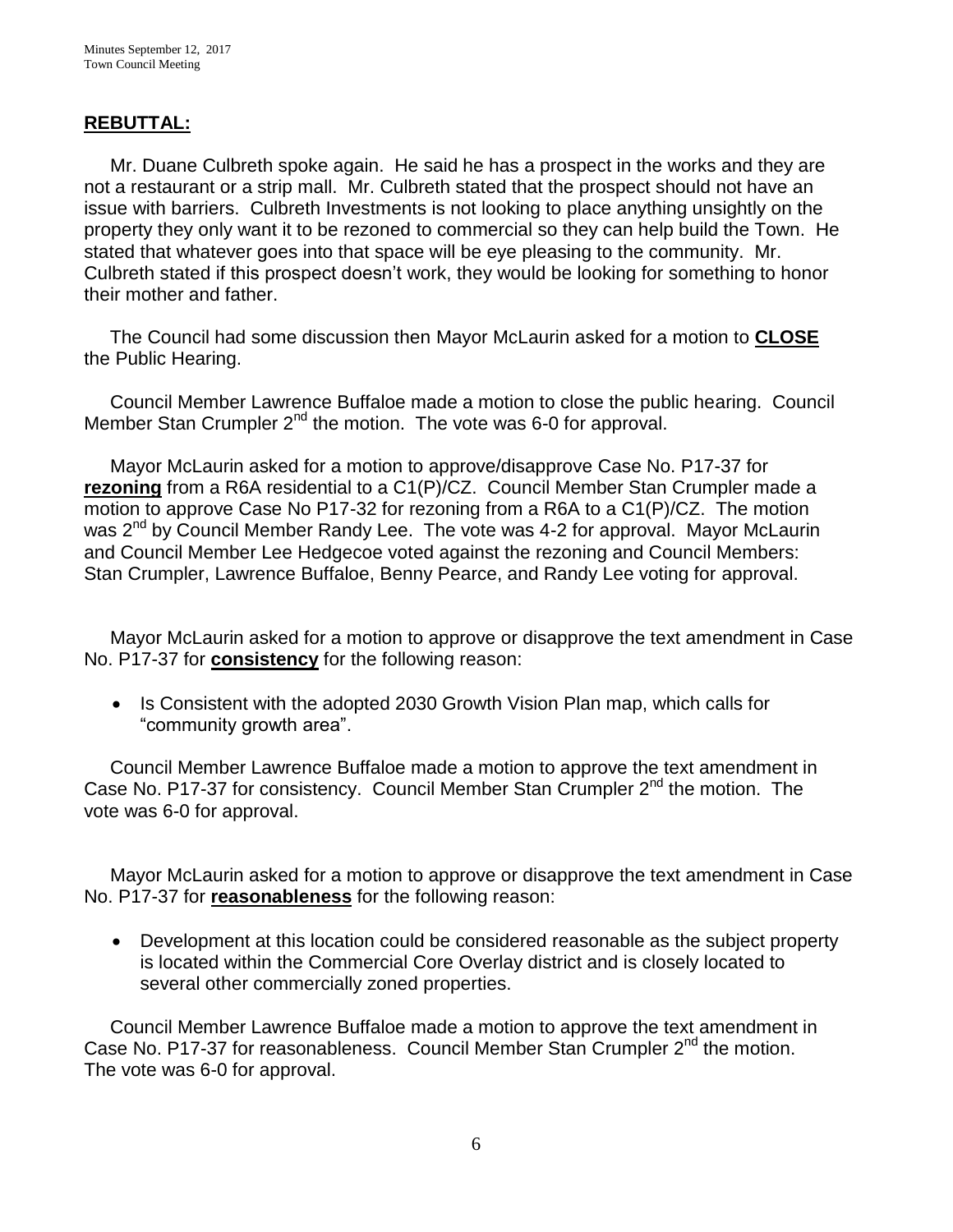## **REBUTTAL:**

Mr. Duane Culbreth spoke again. He said he has a prospect in the works and they are not a restaurant or a strip mall. Mr. Culbreth stated that the prospect should not have an issue with barriers. Culbreth Investments is not looking to place anything unsightly on the property they only want it to be rezoned to commercial so they can help build the Town. He stated that whatever goes into that space will be eye pleasing to the community. Mr. Culbreth stated if this prospect doesn't work, they would be looking for something to honor their mother and father.

The Council had some discussion then Mayor McLaurin asked for a motion to **CLOSE** the Public Hearing.

Council Member Lawrence Buffaloe made a motion to close the public hearing. Council Member Stan Crumpler 2nd the motion. The vote was 6-0 for approval.

Mayor McLaurin asked for a motion to approve/disapprove Case No. P17-37 for **rezoning** from a R6A residential to a C1(P)/CZ. Council Member Stan Crumpler made a motion to approve Case No P17-32 for rezoning from a R6A to a C1(P)/CZ. The motion was 2nd by Council Member Randy Lee. The vote was 4-2 for approval. Mayor McLaurin and Council Member Lee Hedgecoe voted against the rezoning and Council Members: Stan Crumpler, Lawrence Buffaloe, Benny Pearce, and Randy Lee voting for approval.

Mayor McLaurin asked for a motion to approve or disapprove the text amendment in Case No. P17-37 for **consistency** for the following reason:

- Is Consistent with the adopted 2030 Growth Vision Plan map, which calls for "community growth area".

Council Member Lawrence Buffaloe made a motion to approve the text amendment in Case No. P17-37 for consistency. Council Member Stan Crumpler 2nd the motion. The vote was 6-0 for approval.

Mayor McLaurin asked for a motion to approve or disapprove the text amendment in Case No. P17-37 for **reasonableness** for the following reason:

- Development at this location could be considered reasonable as the subject property is located within the Commercial Core Overlay district and is closely located to several other commercially zoned properties.

Council Member Lawrence Buffaloe made a motion to approve the text amendment in Case No. P17-37 for reasonableness. Council Member Stan Crumpler 2nd the motion. The vote was 6-0 for approval.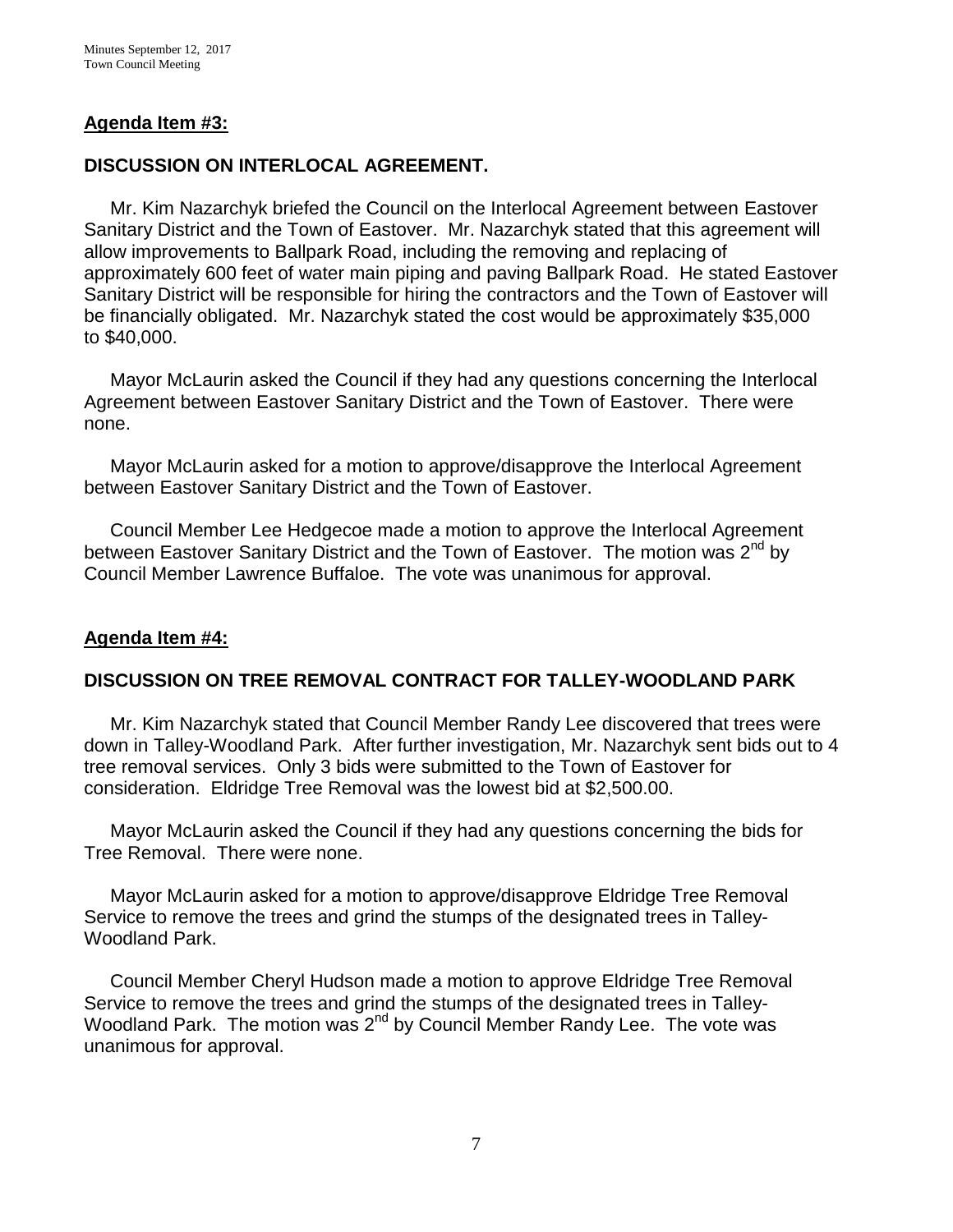## Agenda Item #3:

### DISCUSSION ON INTERLOCAL AGREEMENT.

Mr. Kim Nazarchyk briefed the Council on the Interlocal Agreement between Eastover Sanitary District and the Town of Eastover. Mr. Nazarchyk stated that this agreement will allow improvements to Ballpark Road, including the removing and replacing of approximately 600 feet of water main piping and paving Ballpark Road. He stated Eastover Sanitary District will be responsible for hiring the contractors and the Town of Eastover will be financially obligated. Mr. Nazarchyk stated the cost would be approximately $35,000 to $40,000.

Mayor McLaurin asked the Council if they had any questions concerning the Interlocal Agreement between Eastover Sanitary District and the Town of Eastover. There were none.

Mayor McLaurin asked for a motion to approve/disapprove the Interlocal Agreement between Eastover Sanitary District and the Town of Eastover.

Council Member Lee Hedgecoe made a motion to approve the Interlocal Agreement between Eastover Sanitary District and the Town of Eastover. The motion was 2nd by Council Member Lawrence Buffaloe. The vote was unanimous for approval.

## Agenda Item #4:

### DISCUSSION ON TREE REMOVAL CONTRACT FOR TALLEY-WOODLAND PARK

Mr. Kim Nazarchyk stated that Council Member Randy Lee discovered that trees were down in Talley-Woodland Park. After further investigation, Mr. Nazarchyk sent bids out to 4 tree removal services. Only 3 bids were submitted to the Town of Eastover for consideration. Eldridge Tree Removal was the lowest bid at $2,500.00.

Mayor McLaurin asked the Council if they had any questions concerning the bids for Tree Removal. There were none.

Mayor McLaurin asked for a motion to approve/disapprove Eldridge Tree Removal Service to remove the trees and grind the stumps of the designated trees in Talley-Woodland Park.

Council Member Cheryl Hudson made a motion to approve Eldridge Tree Removal Service to remove the trees and grind the stumps of the designated trees in Talley-Woodland Park. The motion was 2nd by Council Member Randy Lee. The vote was unanimous for approval.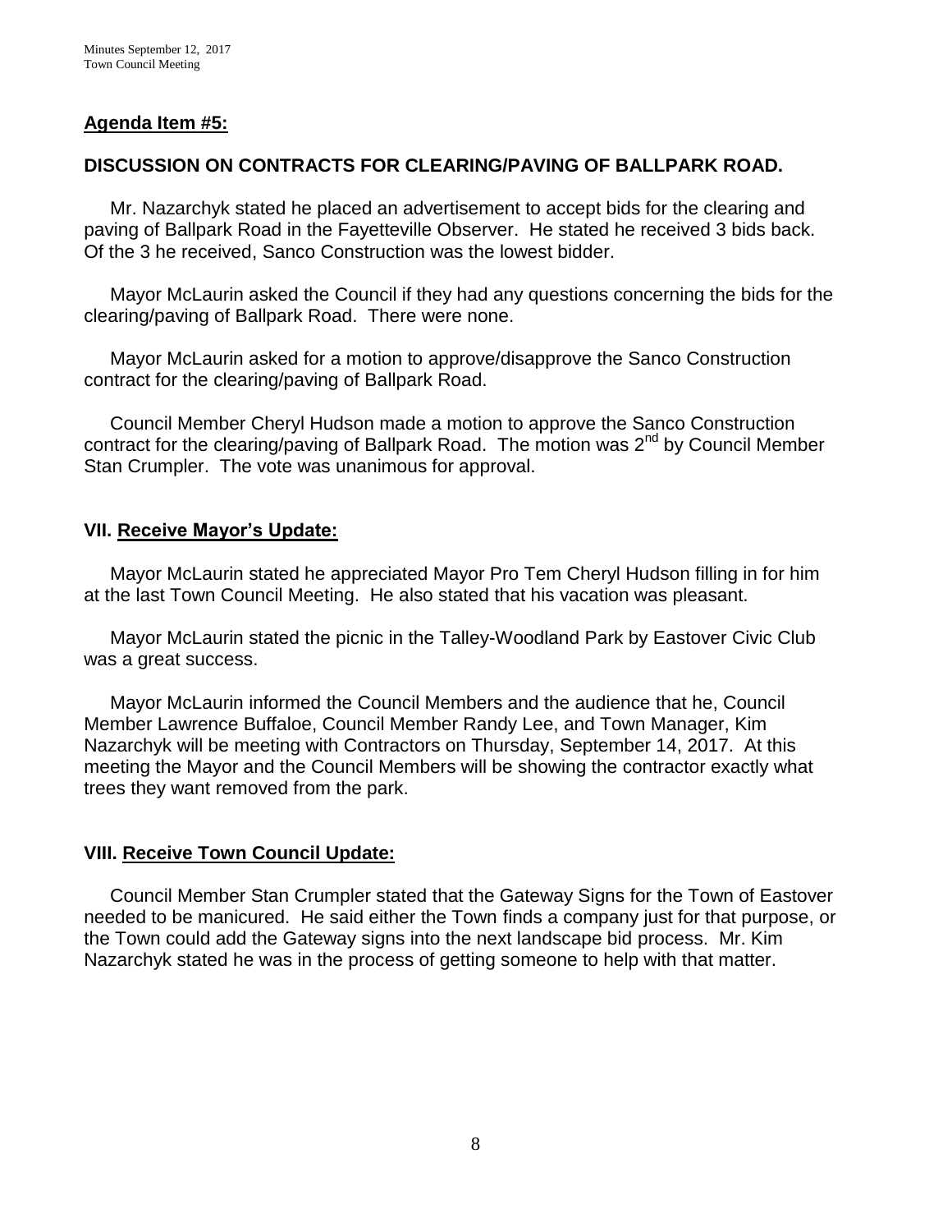**Agenda Item #5:**

**DISCUSSION ON CONTRACTS FOR CLEARING/PAVING OF BALLPARK ROAD.**

Mr. Nazarchyk stated he placed an advertisement to accept bids for the clearing and paving of Ballpark Road in the Fayetteville Observer. He stated he received 3 bids back. Of the 3 he received, Sanco Construction was the lowest bidder.

Mayor McLaurin asked the Council if they had any questions concerning the bids for the clearing/paving of Ballpark Road. There were none.

Mayor McLaurin asked for a motion to approve/disapprove the Sanco Construction contract for the clearing/paving of Ballpark Road.

Council Member Cheryl Hudson made a motion to approve the Sanco Construction contract for the clearing/paving of Ballpark Road. The motion was 2nd by Council Member Stan Crumpler. The vote was unanimous for approval.

**VII. Receive Mayor's Update:**

Mayor McLaurin stated he appreciated Mayor Pro Tem Cheryl Hudson filling in for him at the last Town Council Meeting. He also stated that his vacation was pleasant.

Mayor McLaurin stated the picnic in the Talley-Woodland Park by Eastover Civic Club was a great success.

Mayor McLaurin informed the Council Members and the audience that he, Council Member Lawrence Buffaloe, Council Member Randy Lee, and Town Manager, Kim Nazarchyk will be meeting with Contractors on Thursday, September 14, 2017. At this meeting the Mayor and the Council Members will be showing the contractor exactly what trees they want removed from the park.

**VIII. Receive Town Council Update:**

Council Member Stan Crumpler stated that the Gateway Signs for the Town of Eastover needed to be manicured. He said either the Town finds a company just for that purpose, or the Town could add the Gateway signs into the next landscape bid process. Mr. Kim Nazarchyk stated he was in the process of getting someone to help with that matter.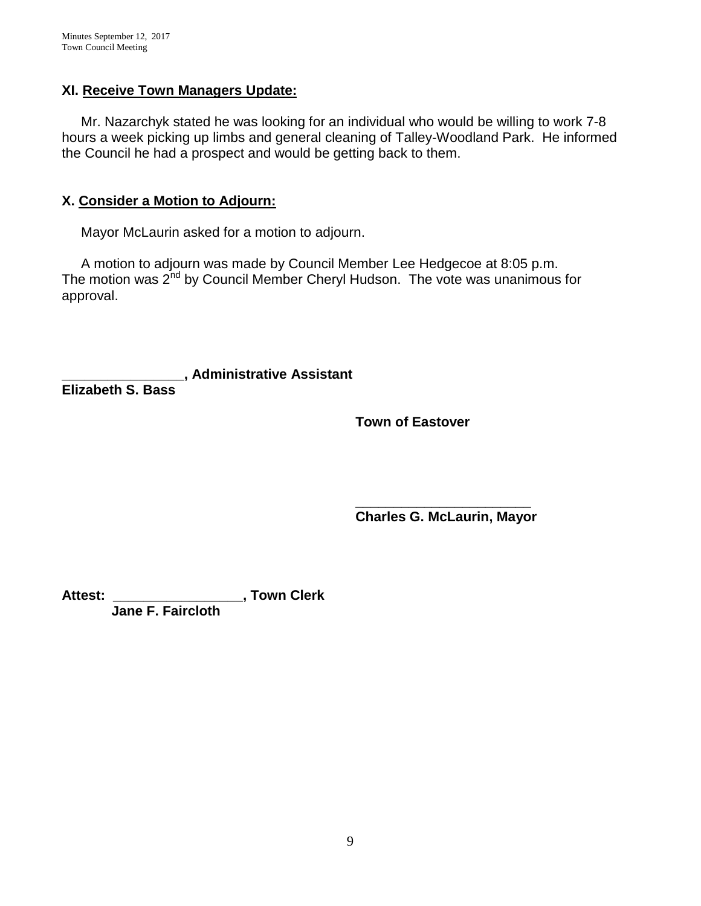### XI. Receive Town Managers Update:

Mr. Nazarchyk stated he was looking for an individual who would be willing to work 7-8 hours a week picking up limbs and general cleaning of Talley-Woodland Park. He informed the Council he had a prospect and would be getting back to them.

### X. Consider a Motion to Adjourn:

Mayor McLaurin asked for a motion to adjourn.

A motion to adjourn was made by Council Member Lee Hedgecoe at 8:05 p.m. The motion was 2nd by Council Member Cheryl Hudson. The vote was unanimous for approval.

**________________, Administrative Assistant**
**Elizabeth S. Bass**

**Town of Eastover**

**_______________________**
**Charles G. McLaurin, Mayor**

**Attest: _________________, Town Clerk**
**Jane F. Faircloth**